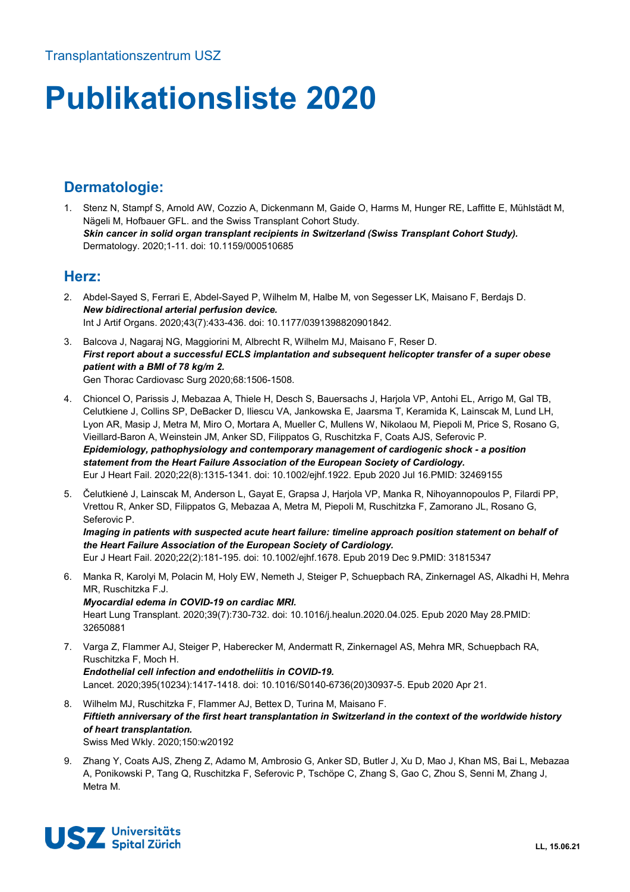Transplantationszentrum USZ

# Publikationsliste 2020

## Dermatologie:

1. Stenz N, Stampf S, Arnold AW, Cozzio A, Dickenmann M, Gaide O, Harms M, Hunger RE, Laffitte E, Mühlstädt M, Nägeli M, Hofbauer GFL. and the Swiss Transplant Cohort Study.
   ***Skin cancer in solid organ transplant recipients in Switzerland (Swiss Transplant Cohort Study).***
   Dermatology. 2020;1-11. doi: 10.1159/000510685

## Herz:

2. Abdel-Sayed S, Ferrari E, Abdel-Sayed P, Wilhelm M, Halbe M, von Segesser LK, Maisano F, Berdajs D.
   ***New bidirectional arterial perfusion device.***
   Int J Artif Organs. 2020;43(7):433-436. doi: 10.1177/0391398820901842.

3. Balcova J, Nagaraj NG, Maggiorini M, Albrecht R, Wilhelm MJ, Maisano F, Reser D.
   ***First report about a successful ECLS implantation and subsequent helicopter transfer of a super obese patient with a BMI of 78 kg/m 2.***
   Gen Thorac Cardiovasc Surg 2020;68:1506-1508.

4. Chioncel O, Parissis J, Mebazaa A, Thiele H, Desch S, Bauersachs J, Harjola VP, Antohi EL, Arrigo M, Gal TB, Celutkiene J, Collins SP, DeBacker D, Iliescu VA, Jankowska E, Jaarsma T, Keramida K, Lainscak M, Lund LH, Lyon AR, Masip J, Metra M, Miro O, Mortara A, Mueller C, Mullens W, Nikolaou M, Piepoli M, Price S, Rosano G, Vieillard-Baron A, Weinstein JM, Anker SD, Filippatos G, Ruschitzka F, Coats AJS, Seferovic P.
   ***Epidemiology, pathophysiology and contemporary management of cardiogenic shock - a position statement from the Heart Failure Association of the European Society of Cardiology.***
   Eur J Heart Fail. 2020;22(8):1315-1341. doi: 10.1002/ejhf.1922. Epub 2020 Jul 16.PMID: 32469155

5. Čelutkienė J, Lainscak M, Anderson L, Gayat E, Grapsa J, Harjola VP, Manka R, Nihoyannopoulos P, Filardi PP, Vrettou R, Anker SD, Filippatos G, Mebazaa A, Metra M, Piepoli M, Ruschitzka F, Zamorano JL, Rosano G, Seferovic P.
   ***Imaging in patients with suspected acute heart failure: timeline approach position statement on behalf of the Heart Failure Association of the European Society of Cardiology.***
   Eur J Heart Fail. 2020;22(2):181-195. doi: 10.1002/ejhf.1678. Epub 2019 Dec 9.PMID: 31815347

6. Manka R, Karolyi M, Polacin M, Holy EW, Nemeth J, Steiger P, Schuepbach RA, Zinkernagel AS, Alkadhi H, Mehra MR, Ruschitzka F.J.
   ***Myocardial edema in COVID-19 on cardiac MRI.***
   Heart Lung Transplant. 2020;39(7):730-732. doi: 10.1016/j.healun.2020.04.025. Epub 2020 May 28.PMID: 32650881

7. Varga Z, Flammer AJ, Steiger P, Haberecker M, Andermatt R, Zinkernagel AS, Mehra MR, Schuepbach RA, Ruschitzka F, Moch H.
   ***Endothelial cell infection and endotheliitis in COVID-19.***
   Lancet. 2020;395(10234):1417-1418. doi: 10.1016/S0140-6736(20)30937-5. Epub 2020 Apr 21.

8. Wilhelm MJ, Ruschitzka F, Flammer AJ, Bettex D, Turina M, Maisano F.
   ***Fiftieth anniversary of the first heart transplantation in Switzerland in the context of the worldwide history of heart transplantation.***
   Swiss Med Wkly. 2020;150:w20192

9. Zhang Y, Coats AJS, Zheng Z, Adamo M, Ambrosio G, Anker SD, Butler J, Xu D, Mao J, Khan MS, Bai L, Mebazaa A, Ponikowski P, Tang Q, Ruschitzka F, Seferovic P, Tschöpe C, Zhang S, Gao C, Zhou S, Senni M, Zhang J, Metra M.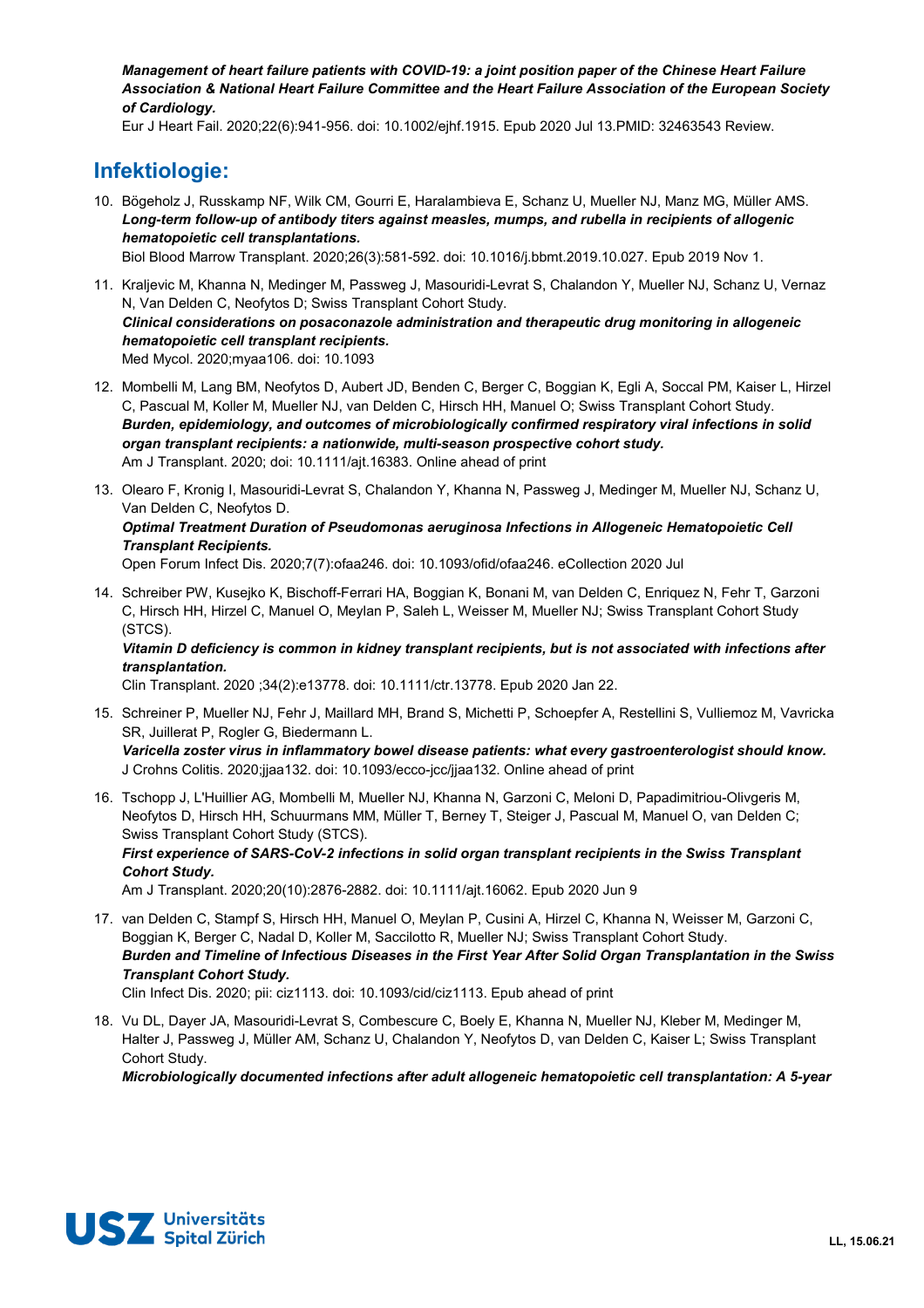***Management of heart failure patients with COVID-19: a joint position paper of the Chinese Heart Failure Association & National Heart Failure Committee and the Heart Failure Association of the European Society of Cardiology.***
Eur J Heart Fail. 2020;22(6):941-956. doi: 10.1002/ejhf.1915. Epub 2020 Jul 13.PMID: 32463543 Review.

## Infektiologie:

10. Bögeholz J, Russkamp NF, Wilk CM, Gourri E, Haralambieva E, Schanz U, Mueller NJ, Manz MG, Müller AMS.
***Long-term follow-up of antibody titers against measles, mumps, and rubella in recipients of allogenic hematopoietic cell transplantations.***
Biol Blood Marrow Transplant. 2020;26(3):581-592. doi: 10.1016/j.bbmt.2019.10.027. Epub 2019 Nov 1.

11. Kraljevic M, Khanna N, Medinger M, Passweg J, Masouridi-Levrat S, Chalandon Y, Mueller NJ, Schanz U, Vernaz N, Van Delden C, Neofytos D; Swiss Transplant Cohort Study.
***Clinical considerations on posaconazole administration and therapeutic drug monitoring in allogeneic hematopoietic cell transplant recipients.***
Med Mycol. 2020;myaa106. doi: 10.1093

12. Mombelli M, Lang BM, Neofytos D, Aubert JD, Benden C, Berger C, Boggian K, Egli A, Soccal PM, Kaiser L, Hirzel C, Pascual M, Koller M, Mueller NJ, van Delden C, Hirsch HH, Manuel O; Swiss Transplant Cohort Study.
***Burden, epidemiology, and outcomes of microbiologically confirmed respiratory viral infections in solid organ transplant recipients: a nationwide, multi-season prospective cohort study.***
Am J Transplant. 2020; doi: 10.1111/ajt.16383. Online ahead of print

13. Olearo F, Kronig I, Masouridi-Levrat S, Chalandon Y, Khanna N, Passweg J, Medinger M, Mueller NJ, Schanz U, Van Delden C, Neofytos D.
***Optimal Treatment Duration of Pseudomonas aeruginosa Infections in Allogeneic Hematopoietic Cell Transplant Recipients.***
Open Forum Infect Dis. 2020;7(7):ofaa246. doi: 10.1093/ofid/ofaa246. eCollection 2020 Jul

14. Schreiber PW, Kusejko K, Bischoff-Ferrari HA, Boggian K, Bonani M, van Delden C, Enriquez N, Fehr T, Garzoni C, Hirsch HH, Hirzel C, Manuel O, Meylan P, Saleh L, Weisser M, Mueller NJ; Swiss Transplant Cohort Study (STCS).
***Vitamin D deficiency is common in kidney transplant recipients, but is not associated with infections after transplantation.***
Clin Transplant. 2020 ;34(2):e13778. doi: 10.1111/ctr.13778. Epub 2020 Jan 22.

15. Schreiner P, Mueller NJ, Fehr J, Maillard MH, Brand S, Michetti P, Schoepfer A, Restellini S, Vulliemoz M, Vavricka SR, Juillerat P, Rogler G, Biedermann L.
***Varicella zoster virus in inflammatory bowel disease patients: what every gastroenterologist should know.***
J Crohns Colitis. 2020;jjaa132. doi: 10.1093/ecco-jcc/jjaa132. Online ahead of print

16. Tschopp J, L'Huillier AG, Mombelli M, Mueller NJ, Khanna N, Garzoni C, Meloni D, Papadimitriou-Olivgeris M, Neofytos D, Hirsch HH, Schuurmans MM, Müller T, Berney T, Steiger J, Pascual M, Manuel O, van Delden C; Swiss Transplant Cohort Study (STCS).
***First experience of SARS-CoV-2 infections in solid organ transplant recipients in the Swiss Transplant Cohort Study.***
Am J Transplant. 2020;20(10):2876-2882. doi: 10.1111/ajt.16062. Epub 2020 Jun 9

17. van Delden C, Stampf S, Hirsch HH, Manuel O, Meylan P, Cusini A, Hirzel C, Khanna N, Weisser M, Garzoni C, Boggian K, Berger C, Nadal D, Koller M, Saccilotto R, Mueller NJ; Swiss Transplant Cohort Study.
***Burden and Timeline of Infectious Diseases in the First Year After Solid Organ Transplantation in the Swiss Transplant Cohort Study.***
Clin Infect Dis. 2020; pii: ciz1113. doi: 10.1093/cid/ciz1113. Epub ahead of print

18. Vu DL, Dayer JA, Masouridi-Levrat S, Combescure C, Boely E, Khanna N, Mueller NJ, Kleber M, Medinger M, Halter J, Passweg J, Müller AM, Schanz U, Chalandon Y, Neofytos D, van Delden C, Kaiser L; Swiss Transplant Cohort Study.
***Microbiologically documented infections after adult allogeneic hematopoietic cell transplantation: A 5-year***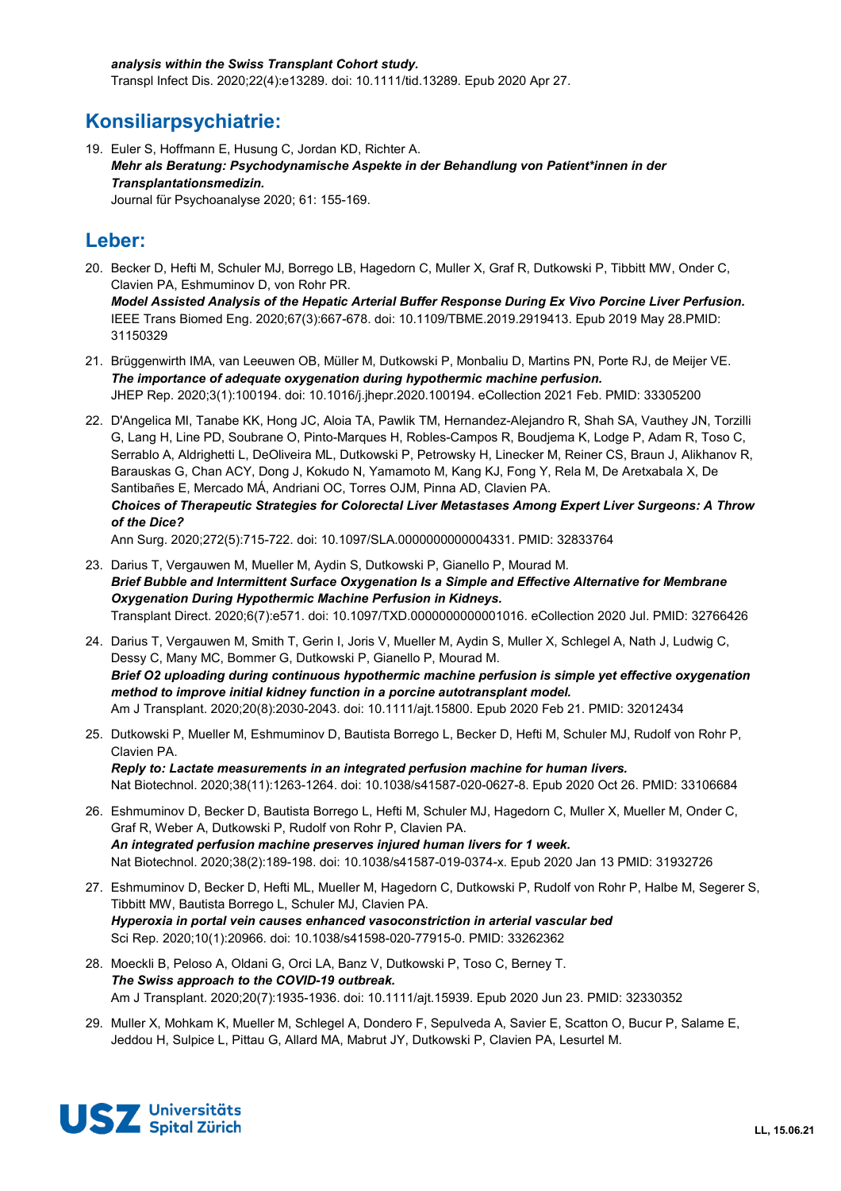***analysis within the Swiss Transplant Cohort study.***
Transpl Infect Dis. 2020;22(4):e13289. doi: 10.1111/tid.13289. Epub 2020 Apr 27.

## Konsiliarpsychiatrie:

19. Euler S, Hoffmann E, Husung C, Jordan KD, Richter A.
***Mehr als Beratung: Psychodynamische Aspekte in der Behandlung von Patient*innen in der Transplantationsmedizin.***
Journal für Psychoanalyse 2020; 61: 155-169.

## Leber:

20. Becker D, Hefti M, Schuler MJ, Borrego LB, Hagedorn C, Muller X, Graf R, Dutkowski P, Tibbitt MW, Onder C, Clavien PA, Eshmuminov D, von Rohr PR.
***Model Assisted Analysis of the Hepatic Arterial Buffer Response During Ex Vivo Porcine Liver Perfusion.***
IEEE Trans Biomed Eng. 2020;67(3):667-678. doi: 10.1109/TBME.2019.2919413. Epub 2019 May 28.PMID: 31150329

21. Brüggenwirth IMA, van Leeuwen OB, Müller M, Dutkowski P, Monbaliu D, Martins PN, Porte RJ, de Meijer VE.
***The importance of adequate oxygenation during hypothermic machine perfusion.***
JHEP Rep. 2020;3(1):100194. doi: 10.1016/j.jhepr.2020.100194. eCollection 2021 Feb. PMID: 33305200

22. D'Angelica MI, Tanabe KK, Hong JC, Aloia TA, Pawlik TM, Hernandez-Alejandro R, Shah SA, Vauthey JN, Torzilli G, Lang H, Line PD, Soubrane O, Pinto-Marques H, Robles-Campos R, Boudjema K, Lodge P, Adam R, Toso C, Serrablo A, Aldrighetti L, DeOliveira ML, Dutkowski P, Petrowsky H, Linecker M, Reiner CS, Braun J, Alikhanov R, Barauskas G, Chan ACY, Dong J, Kokudo N, Yamamoto M, Kang KJ, Fong Y, Rela M, De Aretxabala X, De Santibañes E, Mercado MÁ, Andriani OC, Torres OJM, Pinna AD, Clavien PA.
***Choices of Therapeutic Strategies for Colorectal Liver Metastases Among Expert Liver Surgeons: A Throw of the Dice?***
Ann Surg. 2020;272(5):715-722. doi: 10.1097/SLA.0000000000004331. PMID: 32833764

23. Darius T, Vergauwen M, Mueller M, Aydin S, Dutkowski P, Gianello P, Mourad M.
***Brief Bubble and Intermittent Surface Oxygenation Is a Simple and Effective Alternative for Membrane Oxygenation During Hypothermic Machine Perfusion in Kidneys.***
Transplant Direct. 2020;6(7):e571. doi: 10.1097/TXD.0000000000001016. eCollection 2020 Jul. PMID: 32766426

24. Darius T, Vergauwen M, Smith T, Gerin I, Joris V, Mueller M, Aydin S, Muller X, Schlegel A, Nath J, Ludwig C, Dessy C, Many MC, Bommer G, Dutkowski P, Gianello P, Mourad M.
***Brief O2 uploading during continuous hypothermic machine perfusion is simple yet effective oxygenation method to improve initial kidney function in a porcine autotransplant model.***
Am J Transplant. 2020;20(8):2030-2043. doi: 10.1111/ajt.15800. Epub 2020 Feb 21. PMID: 32012434

25. Dutkowski P, Mueller M, Eshmuminov D, Bautista Borrego L, Becker D, Hefti M, Schuler MJ, Rudolf von Rohr P, Clavien PA.
***Reply to: Lactate measurements in an integrated perfusion machine for human livers.***
Nat Biotechnol. 2020;38(11):1263-1264. doi: 10.1038/s41587-020-0627-8. Epub 2020 Oct 26. PMID: 33106684

26. Eshmuminov D, Becker D, Bautista Borrego L, Hefti M, Schuler MJ, Hagedorn C, Muller X, Mueller M, Onder C, Graf R, Weber A, Dutkowski P, Rudolf von Rohr P, Clavien PA.
***An integrated perfusion machine preserves injured human livers for 1 week.***
Nat Biotechnol. 2020;38(2):189-198. doi: 10.1038/s41587-019-0374-x. Epub 2020 Jan 13 PMID: 31932726

27. Eshmuminov D, Becker D, Hefti ML, Mueller M, Hagedorn C, Dutkowski P, Rudolf von Rohr P, Halbe M, Segerer S, Tibbitt MW, Bautista Borrego L, Schuler MJ, Clavien PA.
***Hyperoxia in portal vein causes enhanced vasoconstriction in arterial vascular bed***
Sci Rep. 2020;10(1):20966. doi: 10.1038/s41598-020-77915-0. PMID: 33262362

28. Moeckli B, Peloso A, Oldani G, Orci LA, Banz V, Dutkowski P, Toso C, Berney T.
***The Swiss approach to the COVID-19 outbreak.***
Am J Transplant. 2020;20(7):1935-1936. doi: 10.1111/ajt.15939. Epub 2020 Jun 23. PMID: 32330352

29. Muller X, Mohkam K, Mueller M, Schlegel A, Dondero F, Sepulveda A, Savier E, Scatton O, Bucur P, Salame E, Jeddou H, Sulpice L, Pittau G, Allard MA, Mabrut JY, Dutkowski P, Clavien PA, Lesurtel M.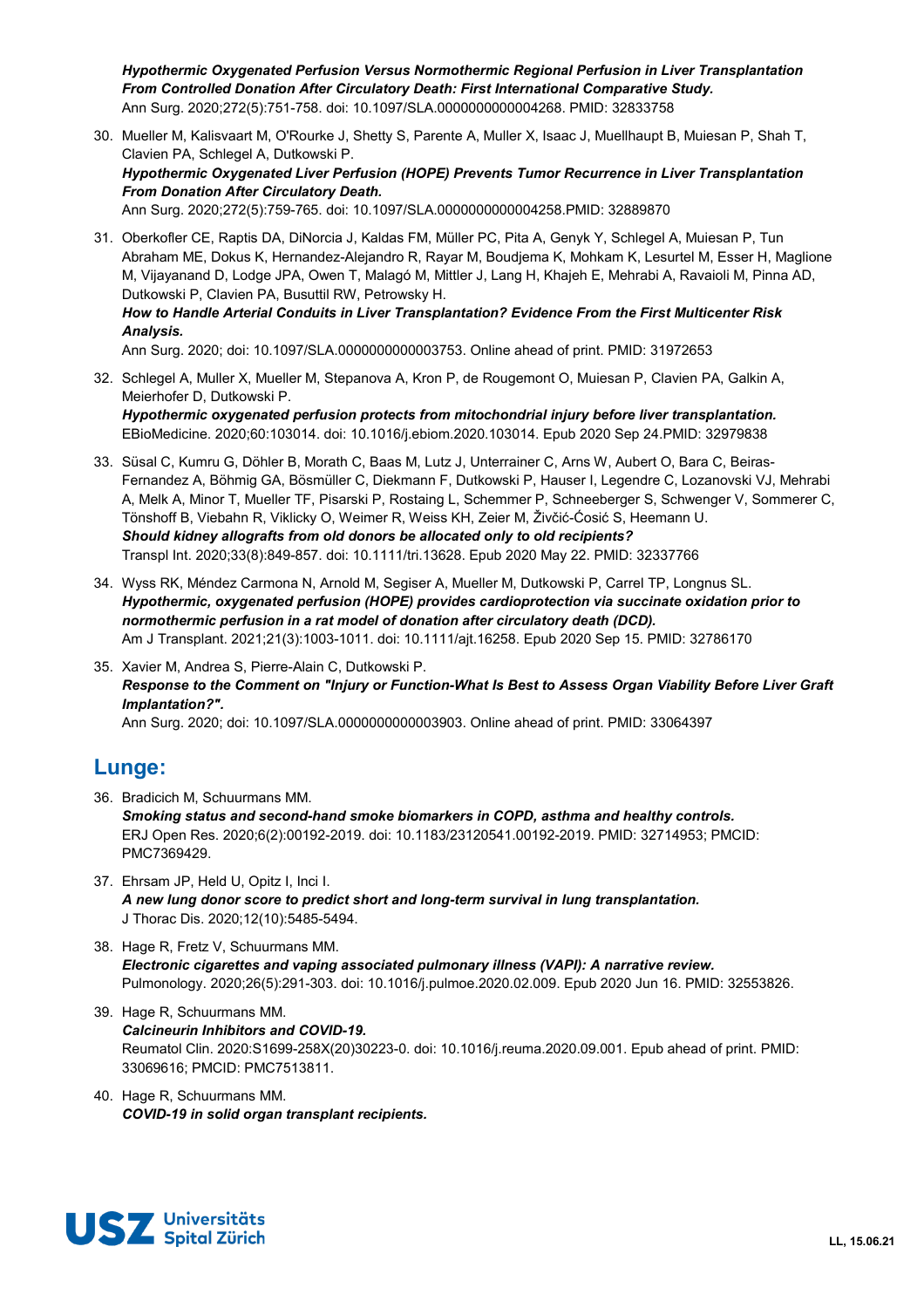*Hypothermic Oxygenated Perfusion Versus Normothermic Regional Perfusion in Liver Transplantation From Controlled Donation After Circulatory Death: First International Comparative Study.*
Ann Surg. 2020;272(5):751-758. doi: 10.1097/SLA.0000000000004268. PMID: 32833758

30. Mueller M, Kalisvaart M, O'Rourke J, Shetty S, Parente A, Muller X, Isaac J, Muellhaupt B, Muiesan P, Shah T, Clavien PA, Schlegel A, Dutkowski P.
    ***Hypothermic Oxygenated Liver Perfusion (HOPE) Prevents Tumor Recurrence in Liver Transplantation From Donation After Circulatory Death.***
    Ann Surg. 2020;272(5):759-765. doi: 10.1097/SLA.0000000000004258.PMID: 32889870

31. Oberkofler CE, Raptis DA, DiNorcia J, Kaldas FM, Müller PC, Pita A, Genyk Y, Schlegel A, Muiesan P, Tun Abraham ME, Dokus K, Hernandez-Alejandro R, Rayar M, Boudjema K, Mohkam K, Lesurtel M, Esser H, Maglione M, Vijayanand D, Lodge JPA, Owen T, Malagó M, Mittler J, Lang H, Khajeh E, Mehrabi A, Ravaioli M, Pinna AD, Dutkowski P, Clavien PA, Busuttil RW, Petrowsky H.
    ***How to Handle Arterial Conduits in Liver Transplantation? Evidence From the First Multicenter Risk Analysis.***
    Ann Surg. 2020; doi: 10.1097/SLA.0000000000003753. Online ahead of print. PMID: 31972653

32. Schlegel A, Muller X, Mueller M, Stepanova A, Kron P, de Rougemont O, Muiesan P, Clavien PA, Galkin A, Meierhofer D, Dutkowski P.
    ***Hypothermic oxygenated perfusion protects from mitochondrial injury before liver transplantation.***
    EBioMedicine. 2020;60:103014. doi: 10.1016/j.ebiom.2020.103014. Epub 2020 Sep 24.PMID: 32979838

33. Süsal C, Kumru G, Döhler B, Morath C, Baas M, Lutz J, Unterrainer C, Arns W, Aubert O, Bara C, Beiras-Fernandez A, Böhmig GA, Bösmüller C, Diekmann F, Dutkowski P, Hauser I, Legendre C, Lozanovski VJ, Mehrabi A, Melk A, Minor T, Mueller TF, Pisarski P, Rostaing L, Schemmer P, Schneeberger S, Schwenger V, Sommerer C, Tönshoff B, Viebahn R, Viklicky O, Weimer R, Weiss KH, Zeier M, Živčić-Ćosić S, Heemann U.
    ***Should kidney allografts from old donors be allocated only to old recipients?***
    Transpl Int. 2020;33(8):849-857. doi: 10.1111/tri.13628. Epub 2020 May 22. PMID: 32337766

34. Wyss RK, Méndez Carmona N, Arnold M, Segiser A, Mueller M, Dutkowski P, Carrel TP, Longnus SL.
    ***Hypothermic, oxygenated perfusion (HOPE) provides cardioprotection via succinate oxidation prior to normothermic perfusion in a rat model of donation after circulatory death (DCD).***
    Am J Transplant. 2021;21(3):1003-1011. doi: 10.1111/ajt.16258. Epub 2020 Sep 15. PMID: 32786170

35. Xavier M, Andrea S, Pierre-Alain C, Dutkowski P.
    ***Response to the Comment on "Injury or Function-What Is Best to Assess Organ Viability Before Liver Graft Implantation?".***
    Ann Surg. 2020; doi: 10.1097/SLA.0000000000003903. Online ahead of print. PMID: 33064397

## Lunge:

36. Bradicich M, Schuurmans MM.
    ***Smoking status and second-hand smoke biomarkers in COPD, asthma and healthy controls.***
    ERJ Open Res. 2020;6(2):00192-2019. doi: 10.1183/23120541.00192-2019. PMID: 32714953; PMCID: PMC7369429.

37. Ehrsam JP, Held U, Opitz I, Inci I.
    ***A new lung donor score to predict short and long-term survival in lung transplantation.***
    J Thorac Dis. 2020;12(10):5485-5494.

38. Hage R, Fretz V, Schuurmans MM.
    ***Electronic cigarettes and vaping associated pulmonary illness (VAPI): A narrative review.***
    Pulmonology. 2020;26(5):291-303. doi: 10.1016/j.pulmoe.2020.02.009. Epub 2020 Jun 16. PMID: 32553826.

39. Hage R, Schuurmans MM.
    ***Calcineurin Inhibitors and COVID-19.***
    Reumatol Clin. 2020:S1699-258X(20)30223-0. doi: 10.1016/j.reuma.2020.09.001. Epub ahead of print. PMID: 33069616; PMCID: PMC7513811.

40. Hage R, Schuurmans MM.
    ***COVID-19 in solid organ transplant recipients.***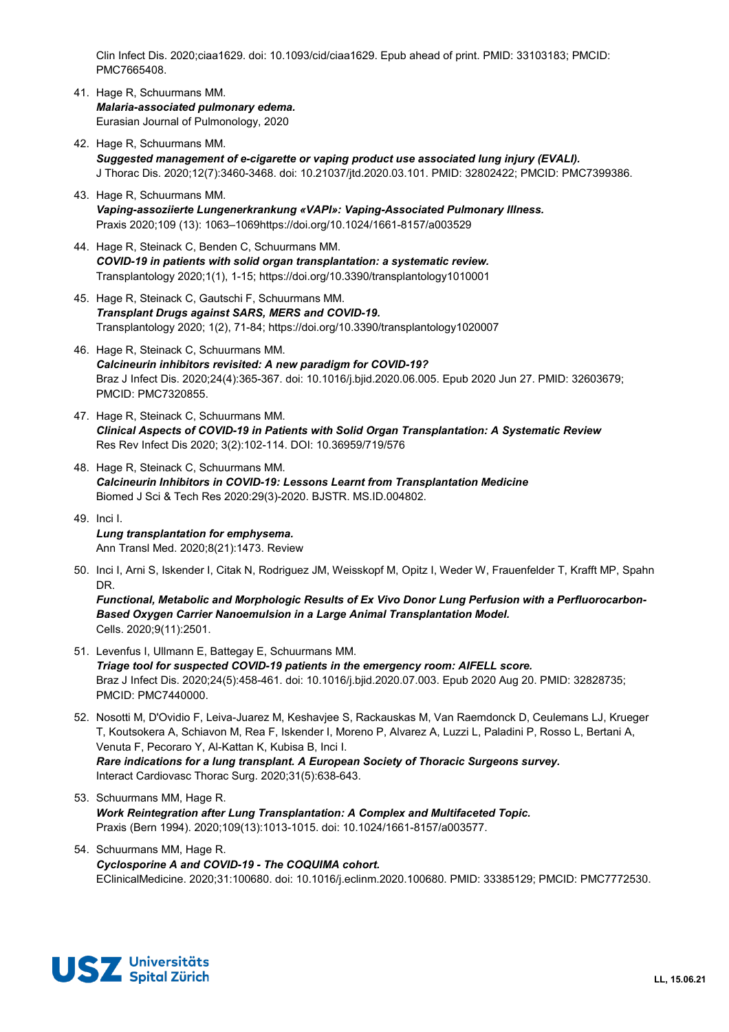Clin Infect Dis. 2020;ciaa1629. doi: 10.1093/cid/ciaa1629. Epub ahead of print. PMID: 33103183; PMCID: PMC7665408.

41. Hage R, Schuurmans MM.
    ***Malaria-associated pulmonary edema.***
    Eurasian Journal of Pulmonology, 2020

42. Hage R, Schuurmans MM.
    ***Suggested management of e-cigarette or vaping product use associated lung injury (EVALI).***
    J Thorac Dis. 2020;12(7):3460-3468. doi: 10.21037/jtd.2020.03.101. PMID: 32802422; PMCID: PMC7399386.

43. Hage R, Schuurmans MM.
    ***Vaping-assoziierte Lungenerkrankung «VAPI»: Vaping-Associated Pulmonary Illness.***
    Praxis 2020;109 (13): 1063–1069https://doi.org/10.1024/1661-8157/a003529

44. Hage R, Steinack C, Benden C, Schuurmans MM.
    ***COVID-19 in patients with solid organ transplantation: a systematic review.***
    Transplantology 2020;1(1), 1-15; https://doi.org/10.3390/transplantology1010001

45. Hage R, Steinack C, Gautschi F, Schuurmans MM.
    ***Transplant Drugs against SARS, MERS and COVID-19.***
    Transplantology 2020; 1(2), 71-84; https://doi.org/10.3390/transplantology1020007

46. Hage R, Steinack C, Schuurmans MM.
    ***Calcineurin inhibitors revisited: A new paradigm for COVID-19?***
    Braz J Infect Dis. 2020;24(4):365-367. doi: 10.1016/j.bjid.2020.06.005. Epub 2020 Jun 27. PMID: 32603679; PMCID: PMC7320855.

47. Hage R, Steinack C, Schuurmans MM.
    ***Clinical Aspects of COVID-19 in Patients with Solid Organ Transplantation: A Systematic Review***
    Res Rev Infect Dis 2020; 3(2):102-114. DOI: 10.36959/719/576

48. Hage R, Steinack C, Schuurmans MM.
    ***Calcineurin Inhibitors in COVID-19: Lessons Learnt from Transplantation Medicine***
    Biomed J Sci & Tech Res 2020:29(3)-2020. BJSTR. MS.ID.004802.

49. Inci I.
    ***Lung transplantation for emphysema.***
    Ann Transl Med. 2020;8(21):1473. Review

50. Inci I, Arni S, Iskender I, Citak N, Rodriguez JM, Weisskopf M, Opitz I, Weder W, Frauenfelder T, Krafft MP, Spahn DR.
    ***Functional, Metabolic and Morphologic Results of Ex Vivo Donor Lung Perfusion with a Perfluorocarbon-Based Oxygen Carrier Nanoemulsion in a Large Animal Transplantation Model.***
    Cells. 2020;9(11):2501.

51. Levenfus I, Ullmann E, Battegay E, Schuurmans MM.
    ***Triage tool for suspected COVID-19 patients in the emergency room: AIFELL score.***
    Braz J Infect Dis. 2020;24(5):458-461. doi: 10.1016/j.bjid.2020.07.003. Epub 2020 Aug 20. PMID: 32828735; PMCID: PMC7440000.

52. Nosotti M, D'Ovidio F, Leiva-Juarez M, Keshavjee S, Rackauskas M, Van Raemdonck D, Ceulemans LJ, Krueger T, Koutsokera A, Schiavon M, Rea F, Iskender I, Moreno P, Alvarez A, Luzzi L, Paladini P, Rosso L, Bertani A, Venuta F, Pecoraro Y, Al-Kattan K, Kubisa B, Inci I.
    ***Rare indications for a lung transplant. A European Society of Thoracic Surgeons survey.***
    Interact Cardiovasc Thorac Surg. 2020;31(5):638-643.

53. Schuurmans MM, Hage R.
    ***Work Reintegration after Lung Transplantation: A Complex and Multifaceted Topic.***
    Praxis (Bern 1994). 2020;109(13):1013-1015. doi: 10.1024/1661-8157/a003577.

54. Schuurmans MM, Hage R.
    ***Cyclosporine A and COVID-19 - The COQUIMA cohort.***
    EClinicalMedicine. 2020;31:100680. doi: 10.1016/j.eclinm.2020.100680. PMID: 33385129; PMCID: PMC7772530.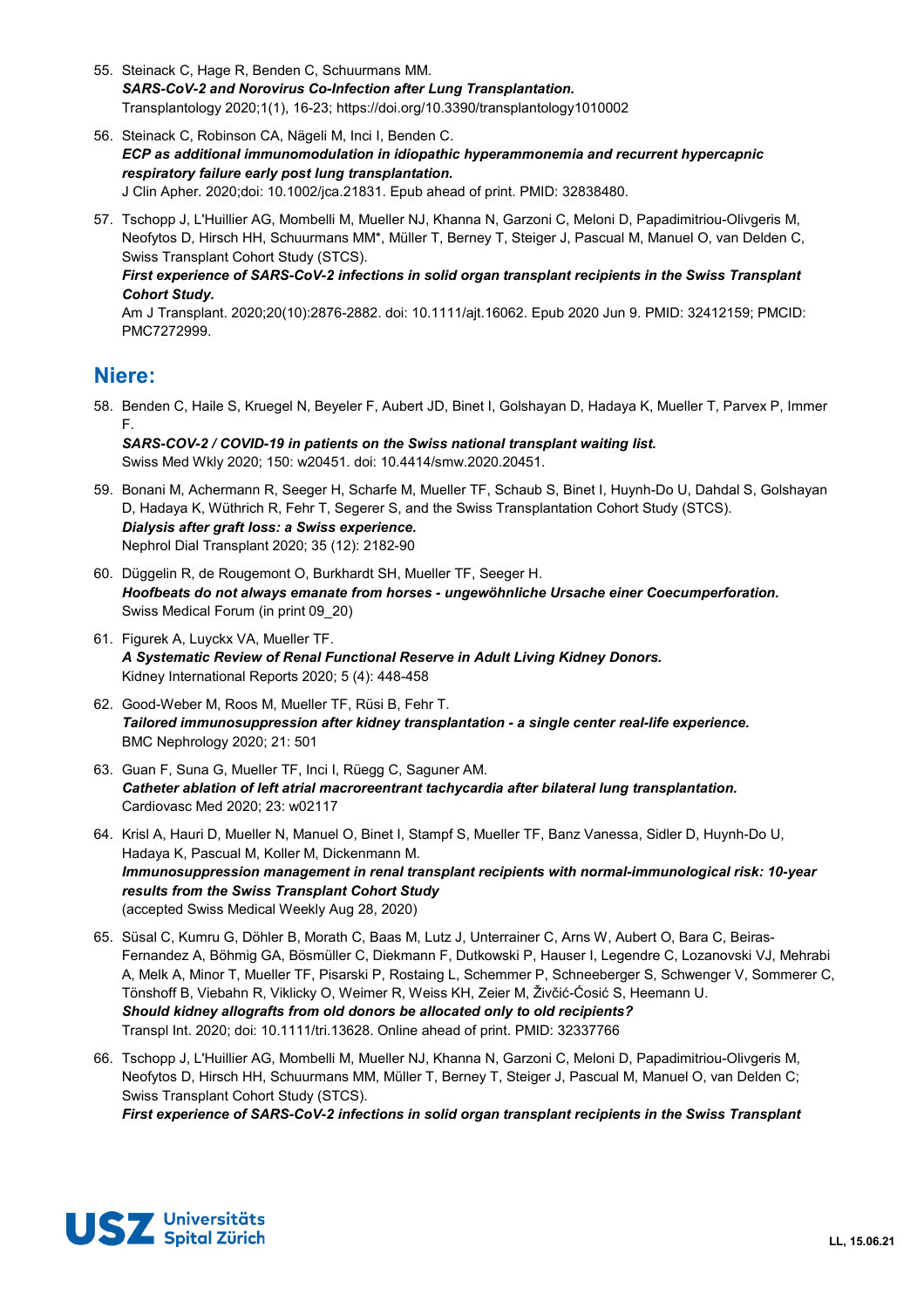55. Steinack C, Hage R, Benden C, Schuurmans MM.
    ***SARS-CoV-2 and Norovirus Co-Infection after Lung Transplantation.***
    Transplantology 2020;1(1), 16-23; https://doi.org/10.3390/transplantology1010002

56. Steinack C, Robinson CA, Nägeli M, Inci I, Benden C.
    ***ECP as additional immunomodulation in idiopathic hyperammonemia and recurrent hypercapnic respiratory failure early post lung transplantation.***
    J Clin Apher. 2020;doi: 10.1002/jca.21831. Epub ahead of print. PMID: 32838480.

57. Tschopp J, L'Huillier AG, Mombelli M, Mueller NJ, Khanna N, Garzoni C, Meloni D, Papadimitriou-Olivgeris M, Neofytos D, Hirsch HH, Schuurmans MM*, Müller T, Berney T, Steiger J, Pascual M, Manuel O, van Delden C, Swiss Transplant Cohort Study (STCS).
    ***First experience of SARS-CoV-2 infections in solid organ transplant recipients in the Swiss Transplant Cohort Study.***
    Am J Transplant. 2020;20(10):2876-2882. doi: 10.1111/ajt.16062. Epub 2020 Jun 9. PMID: 32412159; PMCID: PMC7272999.

## Niere:

58. Benden C, Haile S, Kruegel N, Beyeler F, Aubert JD, Binet I, Golshayan D, Hadaya K, Mueller T, Parvex P, Immer F.
    ***SARS-COV-2 / COVID-19 in patients on the Swiss national transplant waiting list.***
    Swiss Med Wkly 2020; 150: w20451. doi: 10.4414/smw.2020.20451.

59. Bonani M, Achermann R, Seeger H, Scharfe M, Mueller TF, Schaub S, Binet I, Huynh-Do U, Dahdal S, Golshayan D, Hadaya K, Wüthrich R, Fehr T, Segerer S, and the Swiss Transplantation Cohort Study (STCS).
    ***Dialysis after graft loss: a Swiss experience.***
    Nephrol Dial Transplant 2020; 35 (12): 2182-90

60. Düggelin R, de Rougemont O, Burkhardt SH, Mueller TF, Seeger H.
    ***Hoofbeats do not always emanate from horses - ungewöhnliche Ursache einer Coecumperforation.***
    Swiss Medical Forum (in print 09_20)

61. Figurek A, Luyckx VA, Mueller TF.
    ***A Systematic Review of Renal Functional Reserve in Adult Living Kidney Donors.***
    Kidney International Reports 2020; 5 (4): 448-458

62. Good-Weber M, Roos M, Mueller TF, Rüsi B, Fehr T.
    ***Tailored immunosuppression after kidney transplantation - a single center real-life experience.***
    BMC Nephrology 2020; 21: 501

63. Guan F, Suna G, Mueller TF, Inci I, Rüegg C, Saguner AM.
    ***Catheter ablation of left atrial macroreentrant tachycardia after bilateral lung transplantation.***
    Cardiovasc Med 2020; 23: w02117

64. Krisl A, Hauri D, Mueller N, Manuel O, Binet I, Stampf S, Mueller TF, Banz Vanessa, Sidler D, Huynh-Do U, Hadaya K, Pascual M, Koller M, Dickenmann M.
    ***Immunosuppression management in renal transplant recipients with normal-immunological risk: 10-year results from the Swiss Transplant Cohort Study***
    (accepted Swiss Medical Weekly Aug 28, 2020)

65. Süsal C, Kumru G, Döhler B, Morath C, Baas M, Lutz J, Unterrainer C, Arns W, Aubert O, Bara C, Beiras-Fernandez A, Böhmig GA, Bösmüller C, Diekmann F, Dutkowski P, Hauser I, Legendre C, Lozanovski VJ, Mehrabi A, Melk A, Minor T, Mueller TF, Pisarski P, Rostaing L, Schemmer P, Schneeberger S, Schwenger V, Sommerer C, Tönshoff B, Viebahn R, Viklicky O, Weimer R, Weiss KH, Zeier M, Živčić-Ćosić S, Heemann U.
    ***Should kidney allografts from old donors be allocated only to old recipients?***
    Transpl Int. 2020; doi: 10.1111/tri.13628. Online ahead of print. PMID: 32337766

66. Tschopp J, L'Huillier AG, Mombelli M, Mueller NJ, Khanna N, Garzoni C, Meloni D, Papadimitriou-Olivgeris M, Neofytos D, Hirsch HH, Schuurmans MM, Müller T, Berney T, Steiger J, Pascual M, Manuel O, van Delden C; Swiss Transplant Cohort Study (STCS).
    ***First experience of SARS-CoV-2 infections in solid organ transplant recipients in the Swiss Transplant***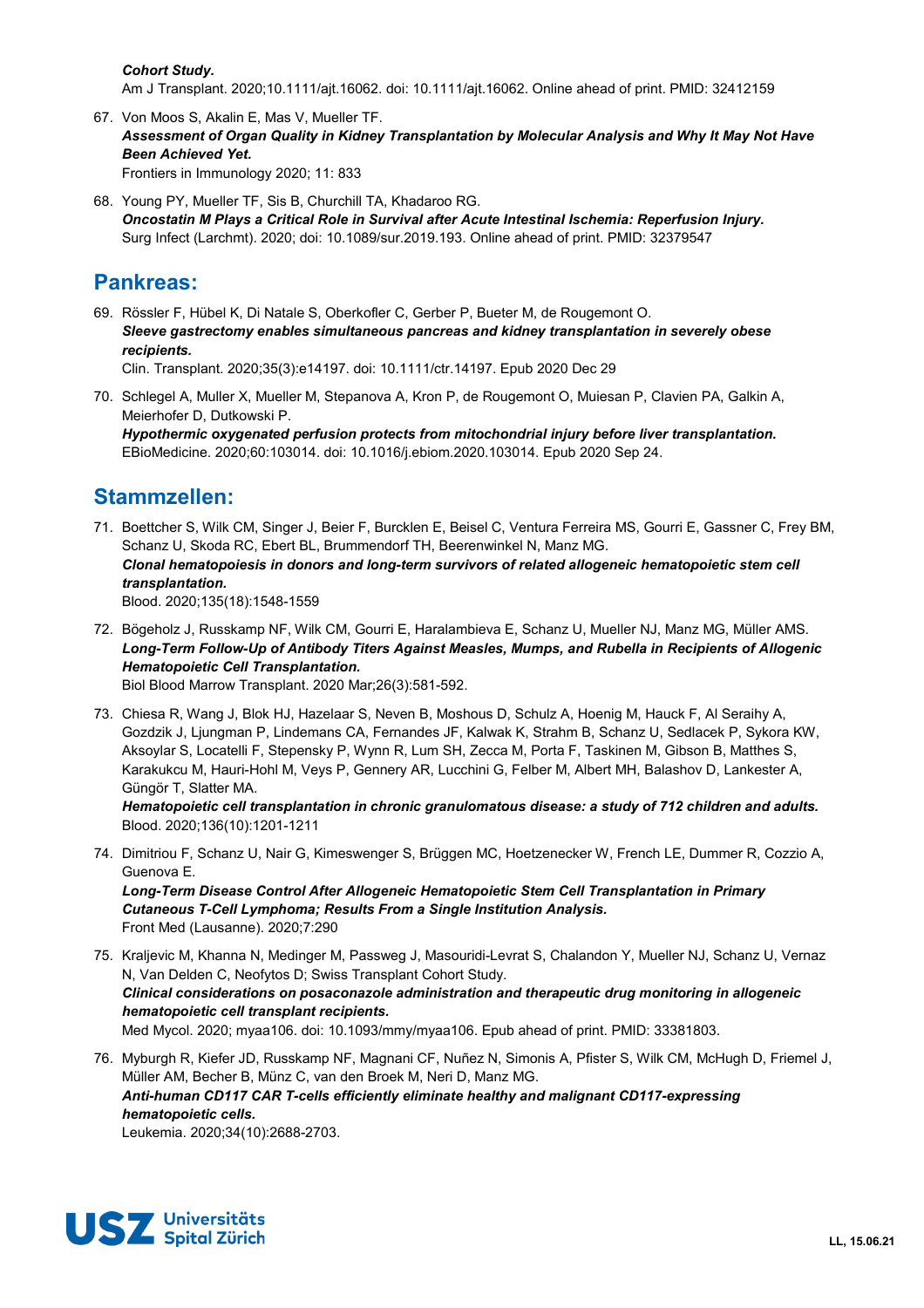***Cohort Study.***
Am J Transplant. 2020;10.1111/ajt.16062. doi: 10.1111/ajt.16062. Online ahead of print. PMID: 32412159

67. Von Moos S, Akalin E, Mas V, Mueller TF.
***Assessment of Organ Quality in Kidney Transplantation by Molecular Analysis and Why It May Not Have Been Achieved Yet.***
Frontiers in Immunology 2020; 11: 833

68. Young PY, Mueller TF, Sis B, Churchill TA, Khadaroo RG.
***Oncostatin M Plays a Critical Role in Survival after Acute Intestinal Ischemia: Reperfusion Injury.***
Surg Infect (Larchmt). 2020; doi: 10.1089/sur.2019.193. Online ahead of print. PMID: 32379547

## Pankreas:

69. Rössler F, Hübel K, Di Natale S, Oberkofler C, Gerber P, Bueter M, de Rougemont O.
***Sleeve gastrectomy enables simultaneous pancreas and kidney transplantation in severely obese recipients.***
Clin. Transplant. 2020;35(3):e14197. doi: 10.1111/ctr.14197. Epub 2020 Dec 29

70. Schlegel A, Muller X, Mueller M, Stepanova A, Kron P, de Rougemont O, Muiesan P, Clavien PA, Galkin A, Meierhofer D, Dutkowski P.
***Hypothermic oxygenated perfusion protects from mitochondrial injury before liver transplantation.***
EBioMedicine. 2020;60:103014. doi: 10.1016/j.ebiom.2020.103014. Epub 2020 Sep 24.

## Stammzellen:

71. Boettcher S, Wilk CM, Singer J, Beier F, Burcklen E, Beisel C, Ventura Ferreira MS, Gourri E, Gassner C, Frey BM, Schanz U, Skoda RC, Ebert BL, Brummendorf TH, Beerenwinkel N, Manz MG.
***Clonal hematopoiesis in donors and long-term survivors of related allogeneic hematopoietic stem cell transplantation.***
Blood. 2020;135(18):1548-1559

72. Bögeholz J, Russkamp NF, Wilk CM, Gourri E, Haralambieva E, Schanz U, Mueller NJ, Manz MG, Müller AMS.
***Long-Term Follow-Up of Antibody Titers Against Measles, Mumps, and Rubella in Recipients of Allogenic Hematopoietic Cell Transplantation.***
Biol Blood Marrow Transplant. 2020 Mar;26(3):581-592.

73. Chiesa R, Wang J, Blok HJ, Hazelaar S, Neven B, Moshous D, Schulz A, Hoenig M, Hauck F, Al Seraihy A, Gozdzik J, Ljungman P, Lindemans CA, Fernandes JF, Kalwak K, Strahm B, Schanz U, Sedlacek P, Sykora KW, Aksoylar S, Locatelli F, Stepensky P, Wynn R, Lum SH, Zecca M, Porta F, Taskinen M, Gibson B, Matthes S, Karakukcu M, Hauri-Hohl M, Veys P, Gennery AR, Lucchini G, Felber M, Albert MH, Balashov D, Lankester A, Güngör T, Slatter MA.
***Hematopoietic cell transplantation in chronic granulomatous disease: a study of 712 children and adults.***
Blood. 2020;136(10):1201-1211

74. Dimitriou F, Schanz U, Nair G, Kimeswenger S, Brüggen MC, Hoetzenecker W, French LE, Dummer R, Cozzio A, Guenova E.
***Long-Term Disease Control After Allogeneic Hematopoietic Stem Cell Transplantation in Primary Cutaneous T-Cell Lymphoma; Results From a Single Institution Analysis.***
Front Med (Lausanne). 2020;7:290

75. Kraljevic M, Khanna N, Medinger M, Passweg J, Masouridi-Levrat S, Chalandon Y, Mueller NJ, Schanz U, Vernaz N, Van Delden C, Neofytos D; Swiss Transplant Cohort Study.
***Clinical considerations on posaconazole administration and therapeutic drug monitoring in allogeneic hematopoietic cell transplant recipients.***
Med Mycol. 2020; myaa106. doi: 10.1093/mmy/myaa106. Epub ahead of print. PMID: 33381803.

76. Myburgh R, Kiefer JD, Russkamp NF, Magnani CF, Nuñez N, Simonis A, Pfister S, Wilk CM, McHugh D, Friemel J, Müller AM, Becher B, Münz C, van den Broek M, Neri D, Manz MG.
***Anti-human CD117 CAR T-cells efficiently eliminate healthy and malignant CD117-expressing hematopoietic cells.***
Leukemia. 2020;34(10):2688-2703.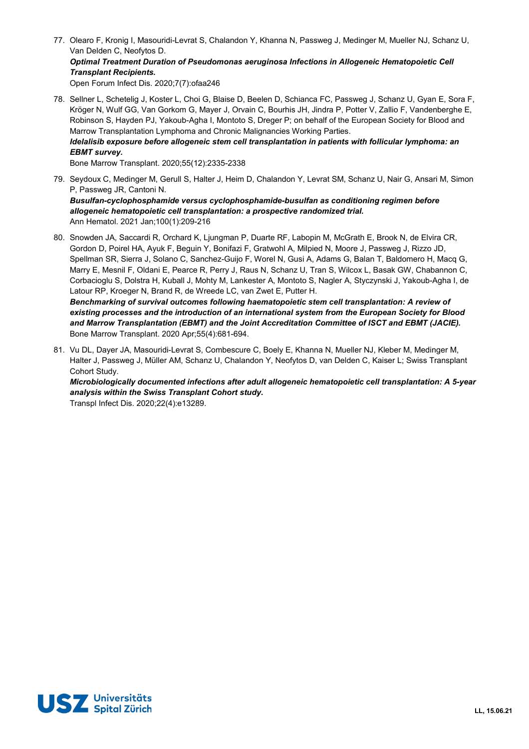77. Olearo F, Kronig I, Masouridi-Levrat S, Chalandon Y, Khanna N, Passweg J, Medinger M, Mueller NJ, Schanz U, Van Delden C, Neofytos D.
    ***Optimal Treatment Duration of Pseudomonas aeruginosa Infections in Allogeneic Hematopoietic Cell Transplant Recipients.***
    Open Forum Infect Dis. 2020;7(7):ofaa246

78. Sellner L, Schetelig J, Koster L, Choi G, Blaise D, Beelen D, Schianca FC, Passweg J, Schanz U, Gyan E, Sora F, Kröger N, Wulf GG, Van Gorkom G, Mayer J, Orvain C, Bourhis JH, Jindra P, Potter V, Zallio F, Vandenberghe E, Robinson S, Hayden PJ, Yakoub-Agha I, Montoto S, Dreger P; on behalf of the European Society for Blood and Marrow Transplantation Lymphoma and Chronic Malignancies Working Parties.
    ***Idelalisib exposure before allogeneic stem cell transplantation in patients with follicular lymphoma: an EBMT survey.***
    Bone Marrow Transplant. 2020;55(12):2335-2338

79. Seydoux C, Medinger M, Gerull S, Halter J, Heim D, Chalandon Y, Levrat SM, Schanz U, Nair G, Ansari M, Simon P, Passweg JR, Cantoni N.
    ***Busulfan-cyclophosphamide versus cyclophosphamide-busulfan as conditioning regimen before allogeneic hematopoietic cell transplantation: a prospective randomized trial.***
    Ann Hematol. 2021 Jan;100(1):209-216

80. Snowden JA, Saccardi R, Orchard K, Ljungman P, Duarte RF, Labopin M, McGrath E, Brook N, de Elvira CR, Gordon D, Poirel HA, Ayuk F, Beguin Y, Bonifazi F, Gratwohl A, Milpied N, Moore J, Passweg J, Rizzo JD, Spellman SR, Sierra J, Solano C, Sanchez-Guijo F, Worel N, Gusi A, Adams G, Balan T, Baldomero H, Macq G, Marry E, Mesnil F, Oldani E, Pearce R, Perry J, Raus N, Schanz U, Tran S, Wilcox L, Basak GW, Chabannon C, Corbacioglu S, Dolstra H, Kuball J, Mohty M, Lankester A, Montoto S, Nagler A, Styczynski J, Yakoub-Agha I, de Latour RP, Kroeger N, Brand R, de Wreede LC, van Zwet E, Putter H.
    ***Benchmarking of survival outcomes following haematopoietic stem cell transplantation: A review of existing processes and the introduction of an international system from the European Society for Blood and Marrow Transplantation (EBMT) and the Joint Accreditation Committee of ISCT and EBMT (JACIE).***
    Bone Marrow Transplant. 2020 Apr;55(4):681-694.

81. Vu DL, Dayer JA, Masouridi-Levrat S, Combescure C, Boely E, Khanna N, Mueller NJ, Kleber M, Medinger M, Halter J, Passweg J, Müller AM, Schanz U, Chalandon Y, Neofytos D, van Delden C, Kaiser L; Swiss Transplant Cohort Study.
    ***Microbiologically documented infections after adult allogeneic hematopoietic cell transplantation: A 5-year analysis within the Swiss Transplant Cohort study.***
    Transpl Infect Dis. 2020;22(4):e13289.

USZ Universitäts Spital Zürich

LL, 15.06.21